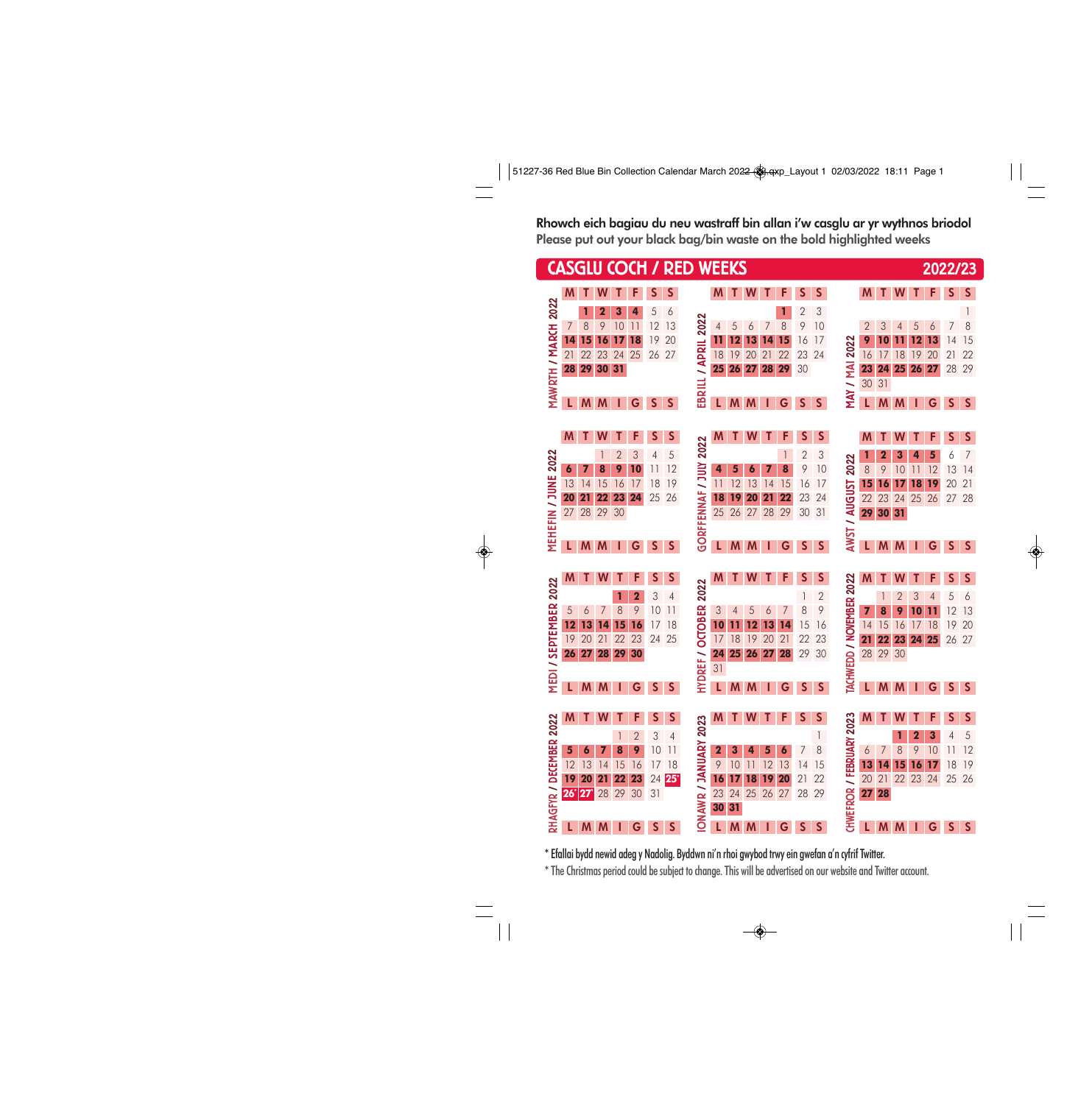**Rhowch eich bagiau du neu wastraff bin allan i'w casglu ar yr wythnos briodol**

**Please put out your black bag/bin waste on the bold highlighted weeks**

## CASGLU COCH / RED WEEKS 2022/23

### MAWRTH / MARCH 2022

| M | T | W | T | F | S | S |
|---|---|---|---|---|---|---|
| | **1** | **2** | **3** | **4** | 5 | 6 |
| 7 | 8 | 9 | 10 | 11 | 12 | 13 |
| **14** | **15** | **16** | **17** | **18** | 19 | 20 |
| 21 | 22 | 23 | 24 | 25 | 26 | 27 |
| **28** | **29** | **30** | **31** | | | |

### EBRILL / APRIL 2022

| M | T | W | T | F | S | S |
|---|---|---|---|---|---|---|
| | | | | **1** | 2 | 3 |
| 4 | 5 | 6 | 7 | 8 | 9 | 10 |
| **11** | **12** | **13** | **14** | **15** | 16 | 17 |
| 18 | 19 | 20 | 21 | 22 | 23 | 24 |
| **25** | **26** | **27** | **28** | **29** | 30 | |

### MAI / MAY 2022

| M | T | W | T | F | S | S |
|---|---|---|---|---|---|---|
| | | | | | | 1 |
| 2 | 3 | 4 | 5 | 6 | 7 | 8 |
| **9** | **10** | **11** | **12** | **13** | 14 | 15 |
| 16 | 17 | 18 | 19 | 20 | 21 | 22 |
| **23** | **24** | **25** | **26** | **27** | 28 | 29 |
| 30 | 31 | | | | | |

### MEHEFIN / JUNE 2022

| M | T | W | T | F | S | S |
|---|---|---|---|---|---|---|
| | | 1 | 2 | 3 | 4 | 5 |
| **6** | **7** | **8** | **9** | **10** | 11 | 12 |
| 13 | 14 | 15 | 16 | 17 | 18 | 19 |
| **20** | **21** | **22** | **23** | **24** | 25 | 26 |
| 27 | 28 | 29 | 30 | | | |

### GORFFENNAF / JULY 2022

| M | T | W | T | F | S | S |
|---|---|---|---|---|---|---|
| | | | | 1 | 2 | 3 |
| **4** | **5** | **6** | **7** | **8** | 9 | 10 |
| 11 | 12 | 13 | 14 | 15 | 16 | 17 |
| **18** | **19** | **20** | **21** | **22** | 23 | 24 |
| 25 | 26 | 27 | 28 | 29 | 30 | 31 |

### AWST / AUGUST 2022

| M | T | W | T | F | S | S |
|---|---|---|---|---|---|---|
| **1** | **2** | **3** | **4** | **5** | 6 | 7 |
| 8 | 9 | 10 | 11 | 12 | 13 | 14 |
| **15** | **16** | **17** | **18** | **19** | 20 | 21 |
| 22 | 23 | 24 | 25 | 26 | 27 | 28 |
| **29** | **30** | **31** | | | | |

### MEDI / SEPTEMBER 2022

| M | T | W | T | F | S | S |
|---|---|---|---|---|---|---|
| | | | **1** | **2** | 3 | 4 |
| 5 | 6 | 7 | 8 | 9 | 10 | 11 |
| **12** | **13** | **14** | **15** | **16** | 17 | 18 |
| 19 | 20 | 21 | 22 | 23 | 24 | 25 |
| **26** | **27** | **28** | **29** | **30** | | |

### HYDREF / OCTOBER 2022

| M | T | W | T | F | S | S |
|---|---|---|---|---|---|---|
| | | | | | 1 | 2 |
| 3 | 4 | 5 | 6 | 7 | 8 | 9 |
| **10** | **11** | **12** | **13** | **14** | 15 | 16 |
| 17 | 18 | 19 | 20 | 21 | 22 | 23 |
| **24** | **25** | **26** | **27** | **28** | 29 | 30 |
| 31 | | | | | | |

### TACHWEDD / NOVEMBER 2022

| M | T | W | T | F | S | S |
|---|---|---|---|---|---|---|
| | 1 | 2 | 3 | 4 | 5 | 6 |
| **7** | **8** | **9** | **10** | **11** | 12 | 13 |
| 14 | 15 | 16 | 17 | 18 | 19 | 20 |
| **21** | **22** | **23** | **24** | **25** | 26 | 27 |
| 28 | 29 | 30 | | | | |

### RHAGFYR / DECEMBER 2022

| M | T | W | T | F | S | S |
|---|---|---|---|---|---|---|
| | | | 1 | 2 | 3 | 4 |
| **5** | **6** | **7** | **8** | **9** | 10 | 11 |
| 12 | 13 | 14 | 15 | 16 | 17 | 18 |
| **19** | **20** | **21** | **22** | **23** | 24 | **25***|
| **26*** | **27*** | 28 | 29 | 30 | 31 | |

### IONAWR / JANUARY 2023

| M | T | W | T | F | S | S |
|---|---|---|---|---|---|---|
| | | | | | | 1 |
| **2** | **3** | **4** | **5** | **6** | 7 | 8 |
| 9 | 10 | 11 | 12 | 13 | 14 | 15 |
| **16** | **17** | **18** | **19** | **20** | 21 | 22 |
| 23 | 24 | 25 | 26 | 27 | 28 | 29 |
| **30** | **31** | | | | | |

### CHWEFROR / FEBRUARY 2023

| M | T | W | T | F | S | S |
|---|---|---|---|---|---|---|
| | | **1** | **2** | **3** | 4 | 5 |
| 6 | 7 | 8 | 9 | 10 | 11 | 12 |
| **13** | **14** | **15** | **16** | **17** | 18 | 19 |
| 20 | 21 | 22 | 23 | 24 | 25 | 26 |
| **27** | **28** | | | | | |

(Welsh day headers: L M M I G S S)

\* Efallai bydd newid adeg y Nadolig. Byddwn ni'n rhoi gwybod trwy ein gwefan a'n cyfrif Twitter.

\* The Christmas period could be subject to change. This will be advertised on our website and Twitter account.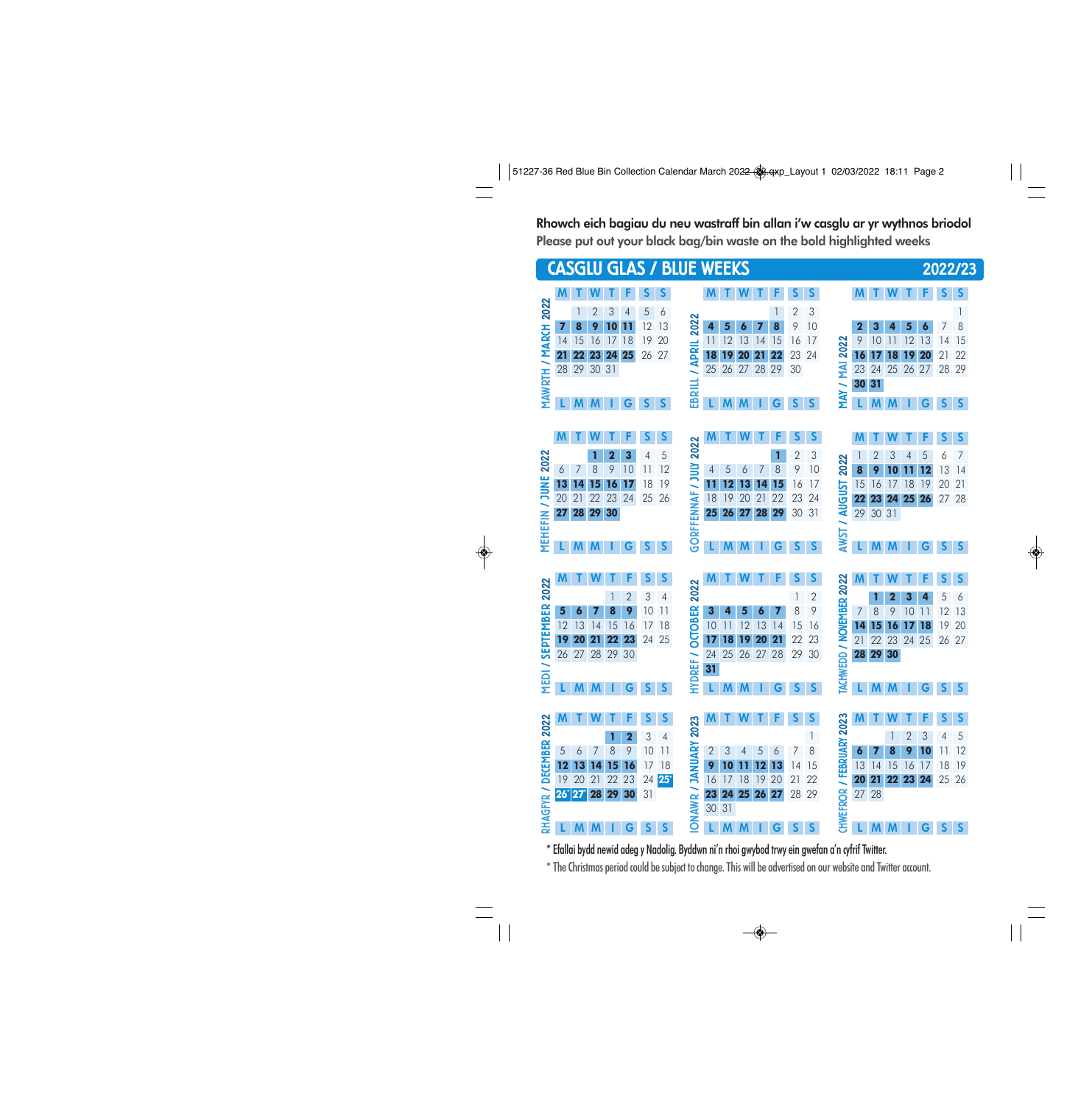**Rhowch eich bagiau du neu wastraff bin allan i'w casglu ar yr wythnos briodol**

**Please put out your black bag/bin waste on the bold highlighted weeks**

## CASGLU GLAS / BLUE WEEKS 2022/23

**MAWRTH / MARCH 2022**

| M | T | W | T | F | S | S |
|---|---|---|---|---|---|---|
| | 1 | 2 | 3 | 4 | 5 | 6 |
| **7** | **8** | **9** | **10** | **11** | 12 | 13 |
| 14 | 15 | 16 | 17 | 18 | 19 | 20 |
| **21** | **22** | **23** | **24** | **25** | 26 | 27 |
| 28 | 29 | 30 | 31 | | | |
| L | M | M | I | G | S | S |

**EBRILL / APRIL 2022**

| M | T | W | T | F | S | S |
|---|---|---|---|---|---|---|
| | | | | 1 | 2 | 3 |
| **4** | **5** | **6** | **7** | **8** | 9 | 10 |
| 11 | 12 | 13 | 14 | 15 | 16 | 17 |
| **18** | **19** | **20** | **21** | **22** | 23 | 24 |
| 25 | 26 | 27 | 28 | 29 | 30 | |
| L | M | M | I | G | S | S |

**MAY / MAI 2022**

| M | T | W | T | F | S | S |
|---|---|---|---|---|---|---|
| | | | | | | 1 |
| **2** | **3** | **4** | **5** | **6** | 7 | 8 |
| 9 | 10 | 11 | 12 | 13 | 14 | 15 |
| **16** | **17** | **18** | **19** | **20** | 21 | 22 |
| 23 | 24 | 25 | 26 | 27 | 28 | 29 |
| **30** | **31** | | | | | |
| L | M | M | I | G | S | S |

**MEHEFIN / JUNE 2022**

| M | T | W | T | F | S | S |
|---|---|---|---|---|---|---|
| | | **1** | **2** | **3** | 4 | 5 |
| 6 | 7 | 8 | 9 | 10 | 11 | 12 |
| **13** | **14** | **15** | **16** | **17** | 18 | 19 |
| 20 | 21 | 22 | 23 | 24 | 25 | 26 |
| **27** | **28** | **29** | **30** | | | |
| L | M | M | I | G | S | S |

**GORFFENNAF / JULY 2022**

| M | T | W | T | F | S | S |
|---|---|---|---|---|---|---|
| | | | | **1** | 2 | 3 |
| 4 | 5 | 6 | 7 | 8 | 9 | 10 |
| **11** | **12** | **13** | **14** | **15** | 16 | 17 |
| 18 | 19 | 20 | 21 | 22 | 23 | 24 |
| **25** | **26** | **27** | **28** | **29** | 30 | 31 |
| L | M | M | I | G | S | S |

**AWST / AUGUST 2022**

| M | T | W | T | F | S | S |
|---|---|---|---|---|---|---|
| 1 | 2 | 3 | 4 | 5 | 6 | 7 |
| **8** | **9** | **10** | **11** | **12** | 13 | 14 |
| 15 | 16 | 17 | 18 | 19 | 20 | 21 |
| **22** | **23** | **24** | **25** | **26** | 27 | 28 |
| 29 | 30 | 31 | | | | |
| L | M | M | I | G | S | S |

**MEDI / SEPTEMBER 2022**

| M | T | W | T | F | S | S |
|---|---|---|---|---|---|---|
| | | | 1 | 2 | 3 | 4 |
| **5** | **6** | **7** | **8** | **9** | 10 | 11 |
| 12 | 13 | 14 | 15 | 16 | 17 | 18 |
| **19** | **20** | **21** | **22** | **23** | 24 | 25 |
| 26 | 27 | 28 | 29 | 30 | | |
| L | M | M | I | G | S | S |

**HYDREF / OCTOBER 2022**

| M | T | W | T | F | S | S |
|---|---|---|---|---|---|---|
| | | | | | 1 | 2 |
| **3** | **4** | **5** | **6** | **7** | 8 | 9 |
| 10 | 11 | 12 | 13 | 14 | 15 | 16 |
| **17** | **18** | **19** | **20** | **21** | 22 | 23 |
| 24 | 25 | 26 | 27 | 28 | 29 | 30 |
| **31** | | | | | | |
| L | M | M | I | G | S | S |

**TACHWEDD / NOVEMBER 2022**

| M | T | W | T | F | S | S |
|---|---|---|---|---|---|---|
| | **1** | **2** | **3** | **4** | 5 | 6 |
| 7 | 8 | 9 | 10 | 11 | 12 | 13 |
| **14** | **15** | **16** | **17** | **18** | 19 | 20 |
| 21 | 22 | 23 | 24 | 25 | 26 | 27 |
| **28** | **29** | **30** | | | | |
| L | M | M | I | G | S | S |

**RHAGFYR / DECEMBER 2022**

| M | T | W | T | F | S | S |
|---|---|---|---|---|---|---|
| | | | **1** | **2** | 3 | 4 |
| 5 | 6 | 7 | 8 | 9 | 10 | 11 |
| **12** | **13** | **14** | **15** | **16** | 17 | 18 |
| 19 | 20 | 21 | 22 | 23 | 24 | **25*** |
| **26*** | **27*** | **28** | **29** | **30** | 31 | |
| L | M | M | I | G | S | S |

**IONAWR / JANUARY 2023**

| M | T | W | T | F | S | S |
|---|---|---|---|---|---|---|
| | | | | | | 1 |
| 2 | 3 | 4 | 5 | 6 | 7 | 8 |
| **9** | **10** | **11** | **12** | **13** | 14 | 15 |
| 16 | 17 | 18 | 19 | 20 | 21 | 22 |
| **23** | **24** | **25** | **26** | **27** | 28 | 29 |
| 30 | 31 | | | | | |
| L | M | M | I | G | S | S |

**CHWEFROR / FEBRUARY 2023**

| M | T | W | T | F | S | S |
|---|---|---|---|---|---|---|
| | | 1 | 2 | 3 | 4 | 5 |
| **6** | **7** | **8** | **9** | **10** | 11 | 12 |
| 13 | 14 | 15 | 16 | 17 | 18 | 19 |
| **20** | **21** | **22** | **23** | **24** | 25 | 26 |
| 27 | 28 | | | | | |
| L | M | M | I | G | S | S |

* Efallai bydd newid adeg y Nadolig. Byddwn ni'n rhoi gwybod trwy ein gwefan a'n cyfrif Twitter.

* The Christmas period could be subject to change. This will be advertised on our website and Twitter account.